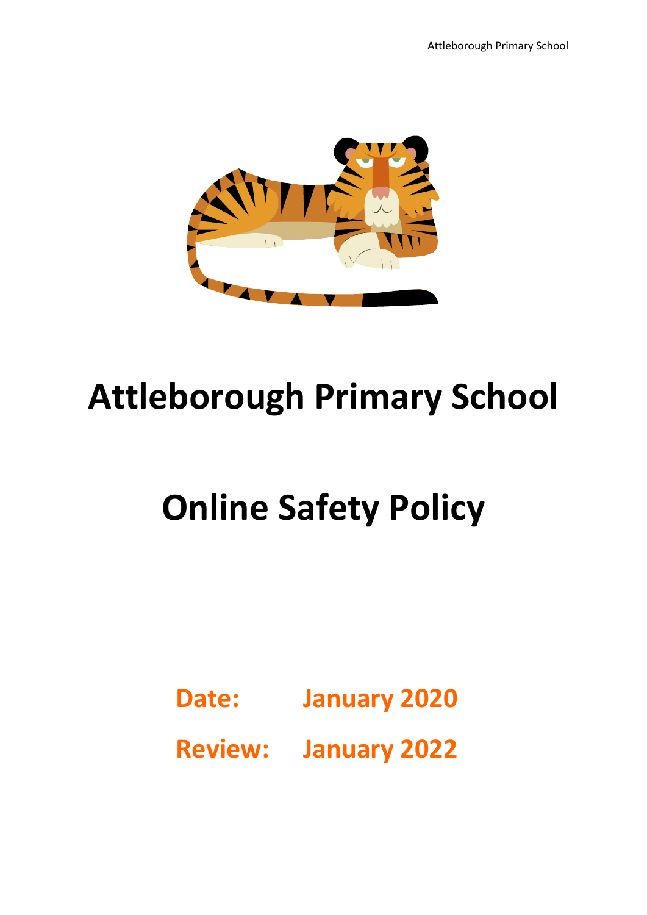# Attleborough Primary School

# Online Safety Policy

**Date: January 2020**

**Review: January 2022**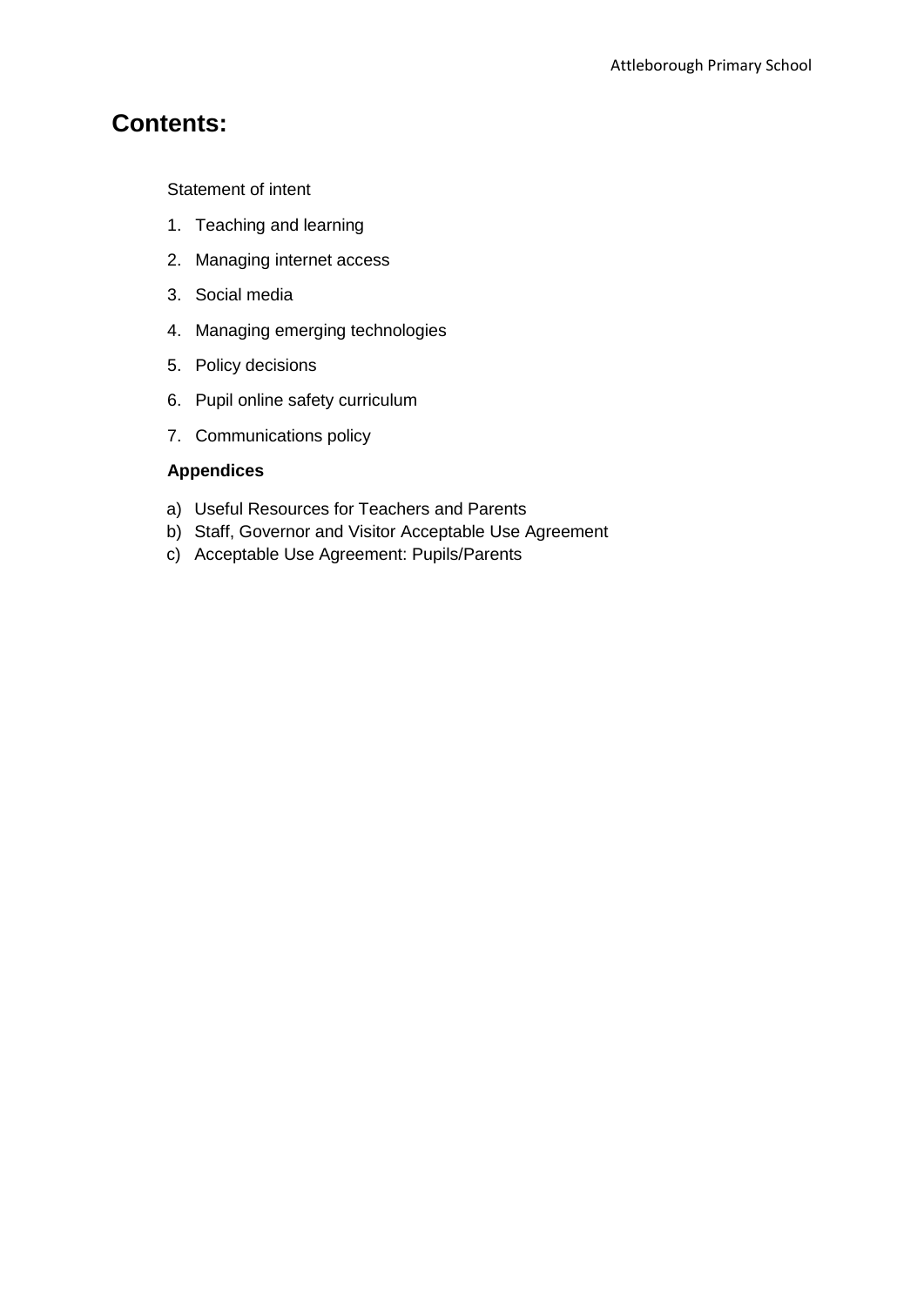# Contents:

Statement of intent

1. Teaching and learning
2. Managing internet access
3. Social media
4. Managing emerging technologies
5. Policy decisions
6. Pupil online safety curriculum
7. Communications policy

**Appendices**

a) Useful Resources for Teachers and Parents
b) Staff, Governor and Visitor Acceptable Use Agreement
c) Acceptable Use Agreement: Pupils/Parents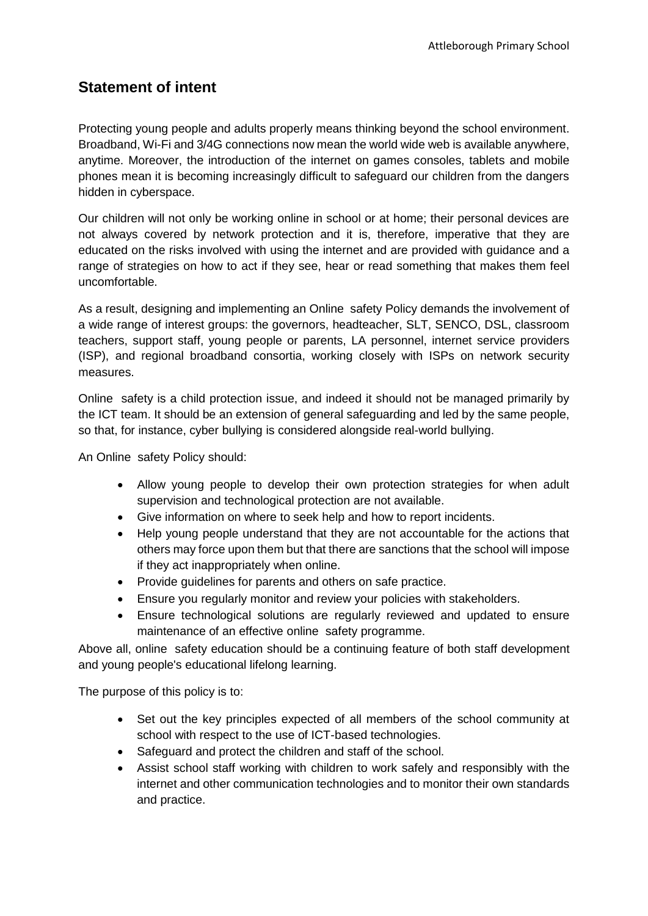## Statement of intent

Protecting young people and adults properly means thinking beyond the school environment. Broadband, Wi-Fi and 3/4G connections now mean the world wide web is available anywhere, anytime. Moreover, the introduction of the internet on games consoles, tablets and mobile phones mean it is becoming increasingly difficult to safeguard our children from the dangers hidden in cyberspace.

Our children will not only be working online in school or at home; their personal devices are not always covered by network protection and it is, therefore, imperative that they are educated on the risks involved with using the internet and are provided with guidance and a range of strategies on how to act if they see, hear or read something that makes them feel uncomfortable.

As a result, designing and implementing an Online safety Policy demands the involvement of a wide range of interest groups: the governors, headteacher, SLT, SENCO, DSL, classroom teachers, support staff, young people or parents, LA personnel, internet service providers (ISP), and regional broadband consortia, working closely with ISPs on network security measures.

Online safety is a child protection issue, and indeed it should not be managed primarily by the ICT team. It should be an extension of general safeguarding and led by the same people, so that, for instance, cyber bullying is considered alongside real-world bullying.

An Online safety Policy should:

- Allow young people to develop their own protection strategies for when adult supervision and technological protection are not available.
- Give information on where to seek help and how to report incidents.
- Help young people understand that they are not accountable for the actions that others may force upon them but that there are sanctions that the school will impose if they act inappropriately when online.
- Provide guidelines for parents and others on safe practice.
- Ensure you regularly monitor and review your policies with stakeholders.
- Ensure technological solutions are regularly reviewed and updated to ensure maintenance of an effective online safety programme.

Above all, online safety education should be a continuing feature of both staff development and young people's educational lifelong learning.

The purpose of this policy is to:

- Set out the key principles expected of all members of the school community at school with respect to the use of ICT-based technologies.
- Safeguard and protect the children and staff of the school.
- Assist school staff working with children to work safely and responsibly with the internet and other communication technologies and to monitor their own standards and practice.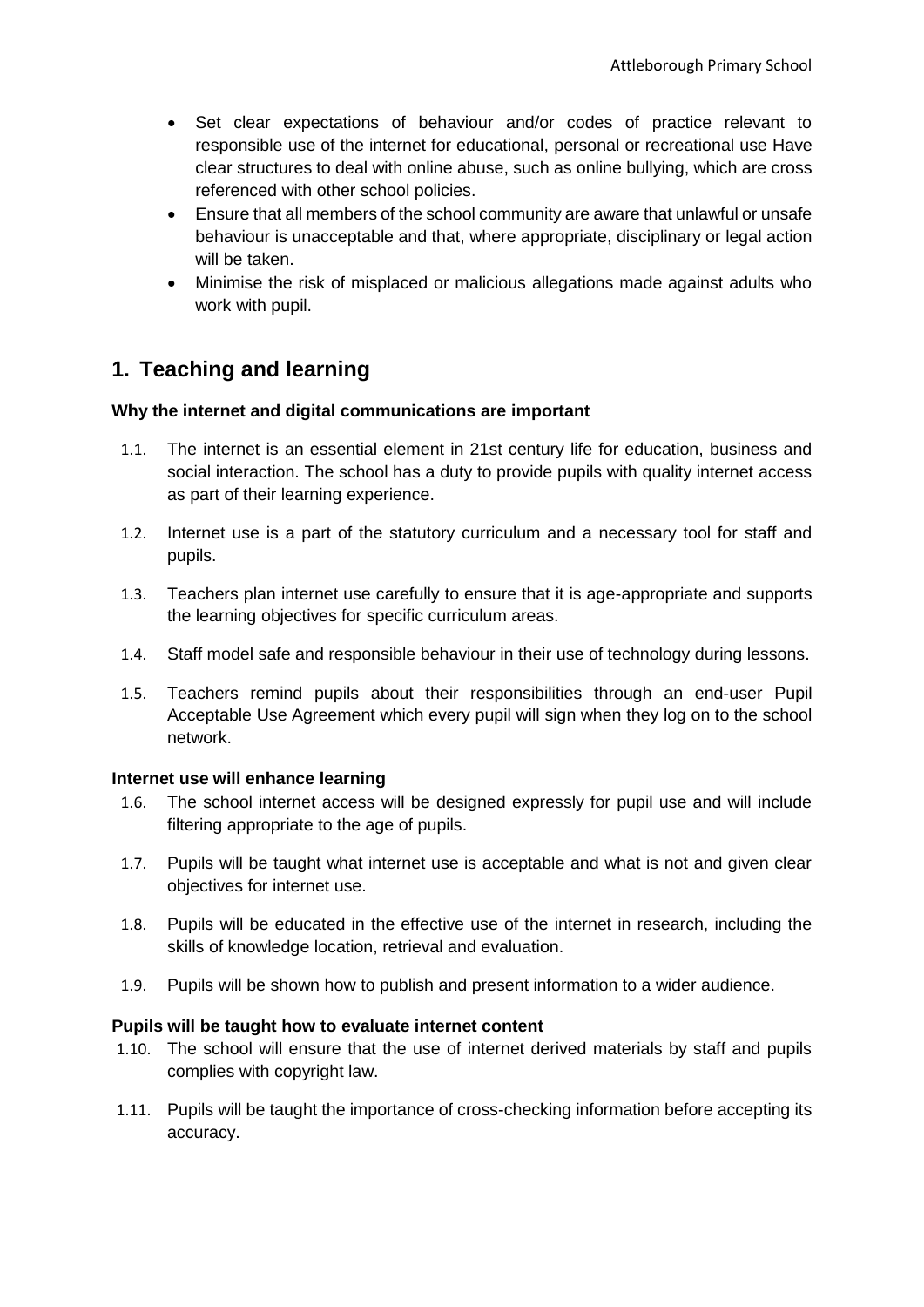- Set clear expectations of behaviour and/or codes of practice relevant to responsible use of the internet for educational, personal or recreational use Have clear structures to deal with online abuse, such as online bullying, which are cross referenced with other school policies.
- Ensure that all members of the school community are aware that unlawful or unsafe behaviour is unacceptable and that, where appropriate, disciplinary or legal action will be taken.
- Minimise the risk of misplaced or malicious allegations made against adults who work with pupil.

## 1. Teaching and learning

**Why the internet and digital communications are important**

1.1. The internet is an essential element in 21st century life for education, business and social interaction. The school has a duty to provide pupils with quality internet access as part of their learning experience.

1.2. Internet use is a part of the statutory curriculum and a necessary tool for staff and pupils.

1.3. Teachers plan internet use carefully to ensure that it is age-appropriate and supports the learning objectives for specific curriculum areas.

1.4. Staff model safe and responsible behaviour in their use of technology during lessons.

1.5. Teachers remind pupils about their responsibilities through an end-user Pupil Acceptable Use Agreement which every pupil will sign when they log on to the school network.

**Internet use will enhance learning**

1.6. The school internet access will be designed expressly for pupil use and will include filtering appropriate to the age of pupils.

1.7. Pupils will be taught what internet use is acceptable and what is not and given clear objectives for internet use.

1.8. Pupils will be educated in the effective use of the internet in research, including the skills of knowledge location, retrieval and evaluation.

1.9. Pupils will be shown how to publish and present information to a wider audience.

**Pupils will be taught how to evaluate internet content**

1.10. The school will ensure that the use of internet derived materials by staff and pupils complies with copyright law.

1.11. Pupils will be taught the importance of cross-checking information before accepting its accuracy.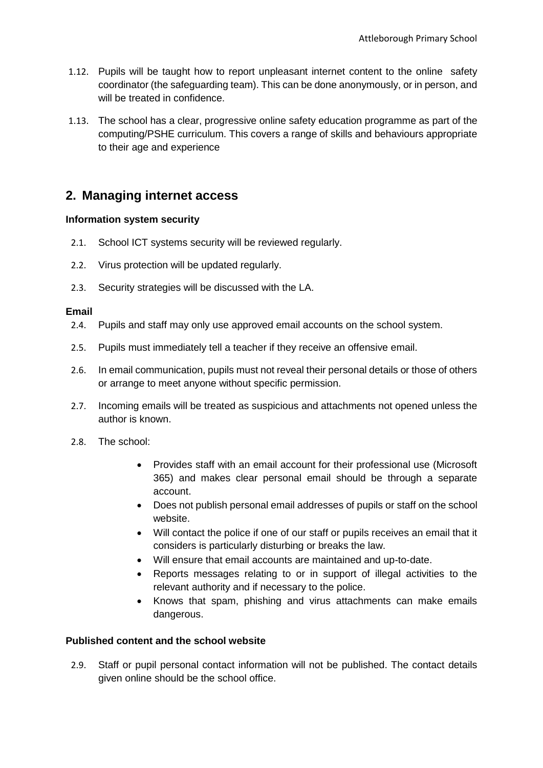1.12. Pupils will be taught how to report unpleasant internet content to the online safety coordinator (the safeguarding team). This can be done anonymously, or in person, and will be treated in confidence.

1.13. The school has a clear, progressive online safety education programme as part of the computing/PSHE curriculum. This covers a range of skills and behaviours appropriate to their age and experience

## 2. Managing internet access

**Information system security**

2.1. School ICT systems security will be reviewed regularly.

2.2. Virus protection will be updated regularly.

2.3. Security strategies will be discussed with the LA.

**Email**

2.4. Pupils and staff may only use approved email accounts on the school system.

2.5. Pupils must immediately tell a teacher if they receive an offensive email.

2.6. In email communication, pupils must not reveal their personal details or those of others or arrange to meet anyone without specific permission.

2.7. Incoming emails will be treated as suspicious and attachments not opened unless the author is known.

2.8. The school:

- Provides staff with an email account for their professional use (Microsoft 365) and makes clear personal email should be through a separate account.
- Does not publish personal email addresses of pupils or staff on the school website.
- Will contact the police if one of our staff or pupils receives an email that it considers is particularly disturbing or breaks the law.
- Will ensure that email accounts are maintained and up-to-date.
- Reports messages relating to or in support of illegal activities to the relevant authority and if necessary to the police.
- Knows that spam, phishing and virus attachments can make emails dangerous.

**Published content and the school website**

2.9. Staff or pupil personal contact information will not be published. The contact details given online should be the school office.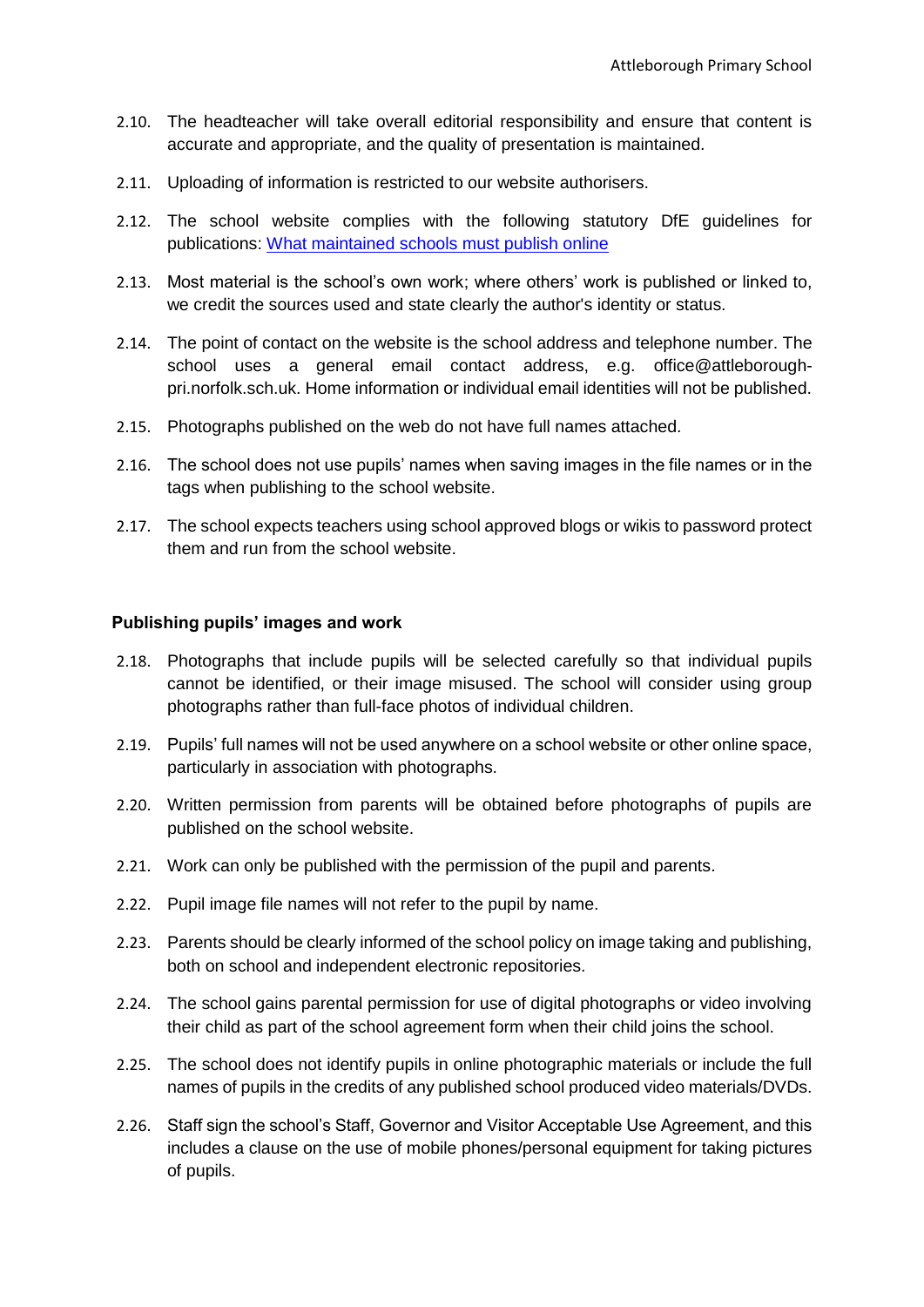2.10. The headteacher will take overall editorial responsibility and ensure that content is accurate and appropriate, and the quality of presentation is maintained.

2.11. Uploading of information is restricted to our website authorisers.

2.12. The school website complies with the following statutory DfE guidelines for publications: [What maintained schools must publish online]

2.13. Most material is the school's own work; where others' work is published or linked to, we credit the sources used and state clearly the author's identity or status.

2.14. The point of contact on the website is the school address and telephone number. The school uses a general email contact address, e.g. office@attleborough-pri.norfolk.sch.uk. Home information or individual email identities will not be published.

2.15. Photographs published on the web do not have full names attached.

2.16. The school does not use pupils' names when saving images in the file names or in the tags when publishing to the school website.

2.17. The school expects teachers using school approved blogs or wikis to password protect them and run from the school website.

**Publishing pupils' images and work**

2.18. Photographs that include pupils will be selected carefully so that individual pupils cannot be identified, or their image misused. The school will consider using group photographs rather than full-face photos of individual children.

2.19. Pupils' full names will not be used anywhere on a school website or other online space, particularly in association with photographs.

2.20. Written permission from parents will be obtained before photographs of pupils are published on the school website.

2.21. Work can only be published with the permission of the pupil and parents.

2.22. Pupil image file names will not refer to the pupil by name.

2.23. Parents should be clearly informed of the school policy on image taking and publishing, both on school and independent electronic repositories.

2.24. The school gains parental permission for use of digital photographs or video involving their child as part of the school agreement form when their child joins the school.

2.25. The school does not identify pupils in online photographic materials or include the full names of pupils in the credits of any published school produced video materials/DVDs.

2.26. Staff sign the school's Staff, Governor and Visitor Acceptable Use Agreement, and this includes a clause on the use of mobile phones/personal equipment for taking pictures of pupils.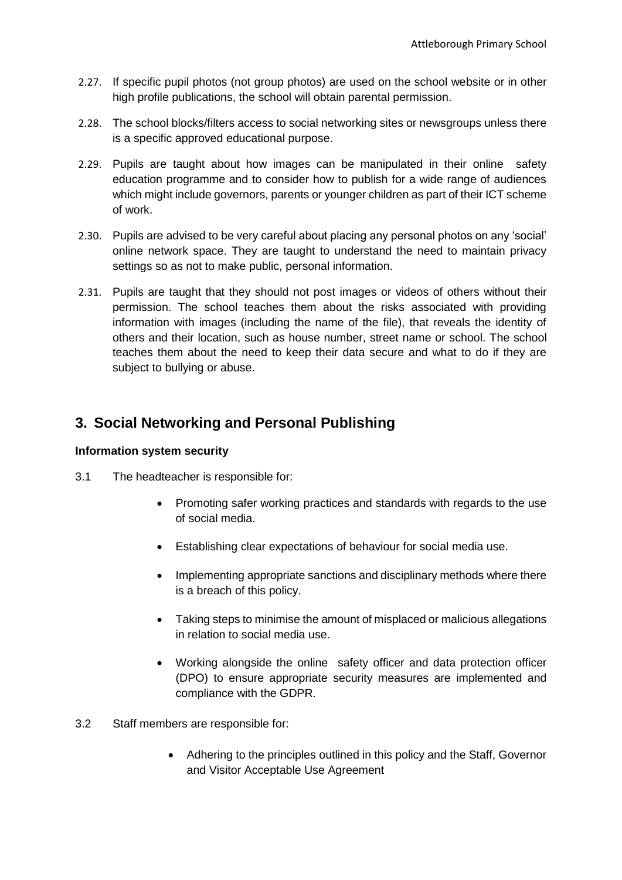2.27. If specific pupil photos (not group photos) are used on the school website or in other high profile publications, the school will obtain parental permission.

2.28. The school blocks/filters access to social networking sites or newsgroups unless there is a specific approved educational purpose.

2.29. Pupils are taught about how images can be manipulated in their online safety education programme and to consider how to publish for a wide range of audiences which might include governors, parents or younger children as part of their ICT scheme of work.

2.30. Pupils are advised to be very careful about placing any personal photos on any 'social' online network space. They are taught to understand the need to maintain privacy settings so as not to make public, personal information.

2.31. Pupils are taught that they should not post images or videos of others without their permission. The school teaches them about the risks associated with providing information with images (including the name of the file), that reveals the identity of others and their location, such as house number, street name or school. The school teaches them about the need to keep their data secure and what to do if they are subject to bullying or abuse.

## 3. Social Networking and Personal Publishing

**Information system security**

3.1 The headteacher is responsible for:

- Promoting safer working practices and standards with regards to the use of social media.
- Establishing clear expectations of behaviour for social media use.
- Implementing appropriate sanctions and disciplinary methods where there is a breach of this policy.
- Taking steps to minimise the amount of misplaced or malicious allegations in relation to social media use.
- Working alongside the online safety officer and data protection officer (DPO) to ensure appropriate security measures are implemented and compliance with the GDPR.

3.2 Staff members are responsible for:

- Adhering to the principles outlined in this policy and the Staff, Governor and Visitor Acceptable Use Agreement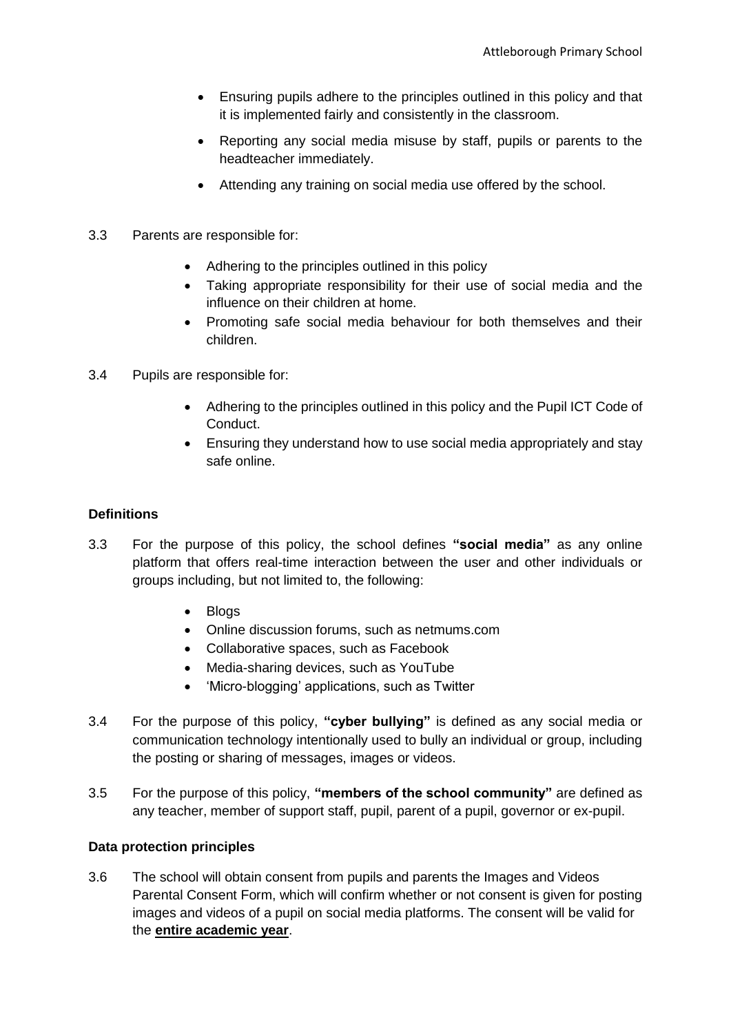- Ensuring pupils adhere to the principles outlined in this policy and that it is implemented fairly and consistently in the classroom.
- Reporting any social media misuse by staff, pupils or parents to the headteacher immediately.
- Attending any training on social media use offered by the school.

3.3 Parents are responsible for:

- Adhering to the principles outlined in this policy
- Taking appropriate responsibility for their use of social media and the influence on their children at home.
- Promoting safe social media behaviour for both themselves and their children.

3.4 Pupils are responsible for:

- Adhering to the principles outlined in this policy and the Pupil ICT Code of Conduct.
- Ensuring they understand how to use social media appropriately and stay safe online.

**Definitions**

3.3 For the purpose of this policy, the school defines **"social media"** as any online platform that offers real-time interaction between the user and other individuals or groups including, but not limited to, the following:

- Blogs
- Online discussion forums, such as netmums.com
- Collaborative spaces, such as Facebook
- Media-sharing devices, such as YouTube
- 'Micro-blogging' applications, such as Twitter

3.4 For the purpose of this policy, **"cyber bullying"** is defined as any social media or communication technology intentionally used to bully an individual or group, including the posting or sharing of messages, images or videos.

3.5 For the purpose of this policy, **"members of the school community"** are defined as any teacher, member of support staff, pupil, parent of a pupil, governor or ex-pupil.

**Data protection principles**

3.6 The school will obtain consent from pupils and parents the Images and Videos Parental Consent Form, which will confirm whether or not consent is given for posting images and videos of a pupil on social media platforms. The consent will be valid for the **entire academic year**.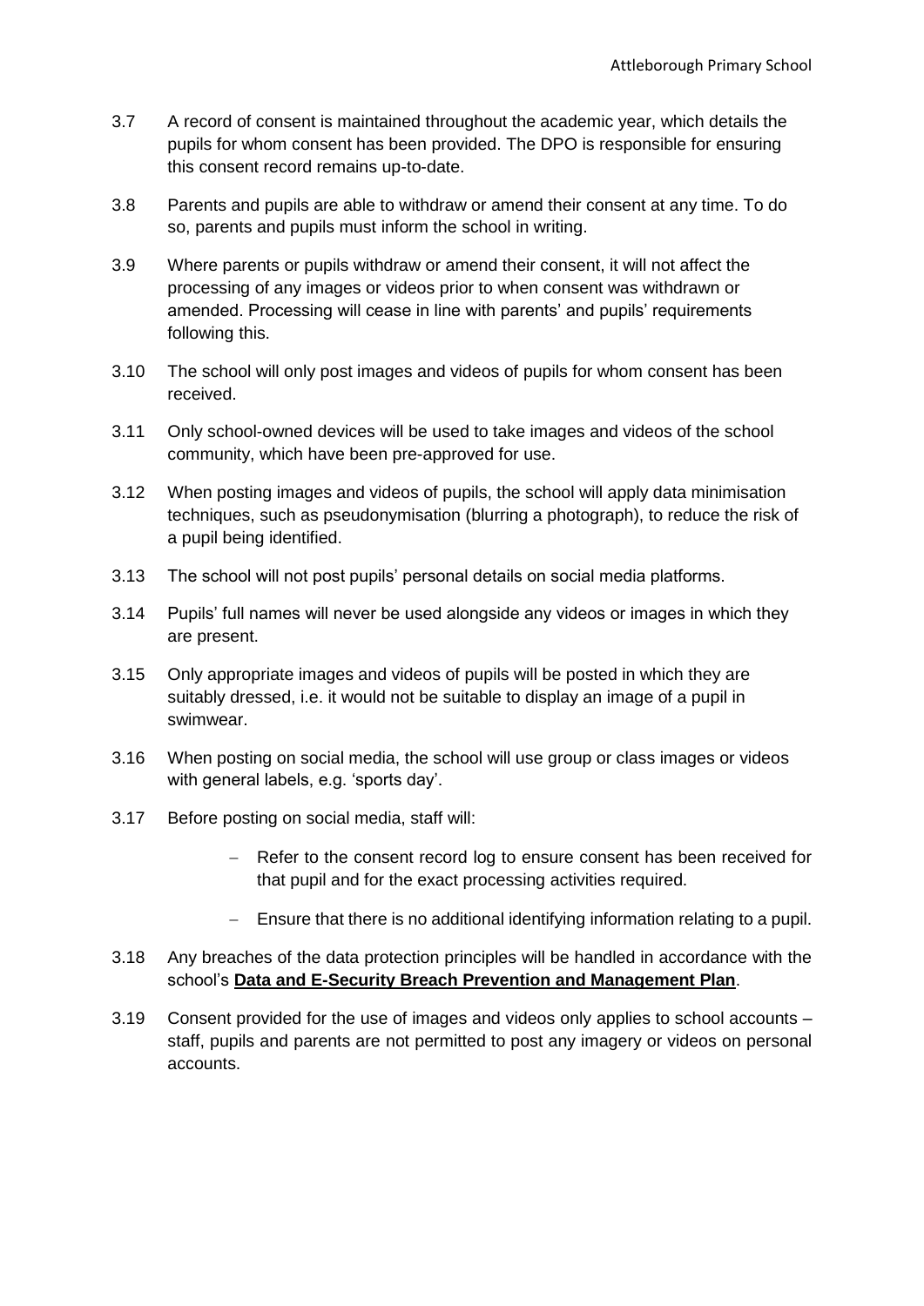3.7 A record of consent is maintained throughout the academic year, which details the pupils for whom consent has been provided. The DPO is responsible for ensuring this consent record remains up-to-date.

3.8 Parents and pupils are able to withdraw or amend their consent at any time. To do so, parents and pupils must inform the school in writing.

3.9 Where parents or pupils withdraw or amend their consent, it will not affect the processing of any images or videos prior to when consent was withdrawn or amended. Processing will cease in line with parents' and pupils' requirements following this.

3.10 The school will only post images and videos of pupils for whom consent has been received.

3.11 Only school-owned devices will be used to take images and videos of the school community, which have been pre-approved for use.

3.12 When posting images and videos of pupils, the school will apply data minimisation techniques, such as pseudonymisation (blurring a photograph), to reduce the risk of a pupil being identified.

3.13 The school will not post pupils' personal details on social media platforms.

3.14 Pupils' full names will never be used alongside any videos or images in which they are present.

3.15 Only appropriate images and videos of pupils will be posted in which they are suitably dressed, i.e. it would not be suitable to display an image of a pupil in swimwear.

3.16 When posting on social media, the school will use group or class images or videos with general labels, e.g. 'sports day'.

3.17 Before posting on social media, staff will:

- Refer to the consent record log to ensure consent has been received for that pupil and for the exact processing activities required.
- Ensure that there is no additional identifying information relating to a pupil.

3.18 Any breaches of the data protection principles will be handled in accordance with the school's **Data and E-Security Breach Prevention and Management Plan**.

3.19 Consent provided for the use of images and videos only applies to school accounts – staff, pupils and parents are not permitted to post any imagery or videos on personal accounts.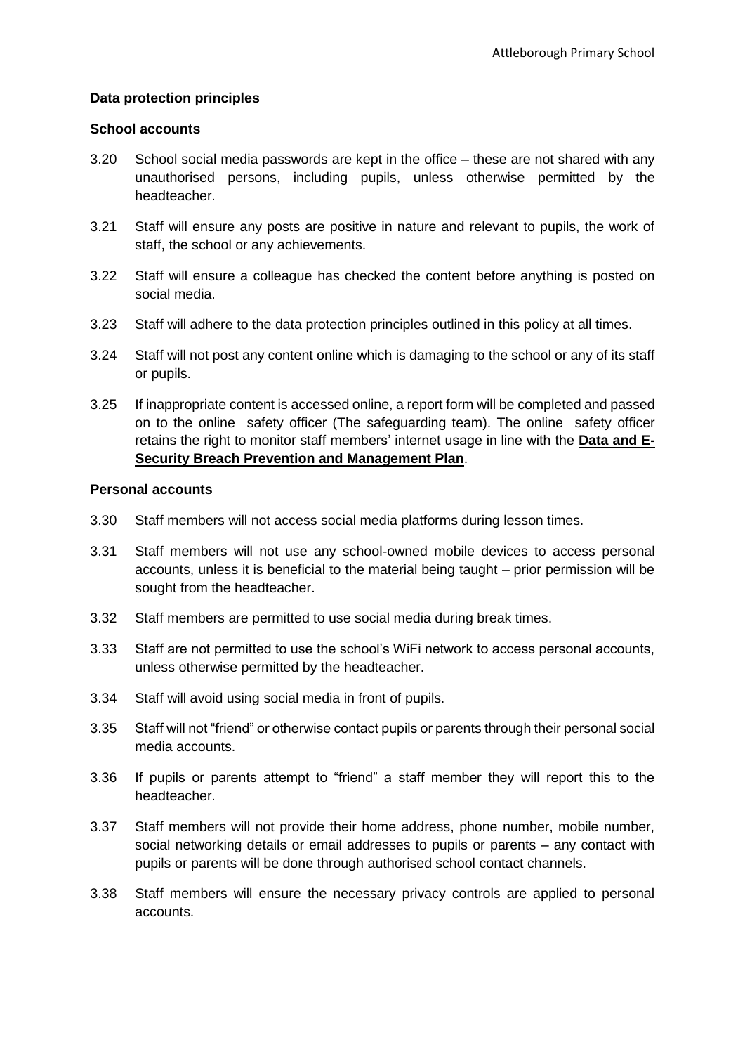**Data protection principles**

**School accounts**

3.20 School social media passwords are kept in the office – these are not shared with any unauthorised persons, including pupils, unless otherwise permitted by the headteacher.

3.21 Staff will ensure any posts are positive in nature and relevant to pupils, the work of staff, the school or any achievements.

3.22 Staff will ensure a colleague has checked the content before anything is posted on social media.

3.23 Staff will adhere to the data protection principles outlined in this policy at all times.

3.24 Staff will not post any content online which is damaging to the school or any of its staff or pupils.

3.25 If inappropriate content is accessed online, a report form will be completed and passed on to the online safety officer (The safeguarding team). The online safety officer retains the right to monitor staff members' internet usage in line with the **Data and E-Security Breach Prevention and Management Plan**.

**Personal accounts**

3.30 Staff members will not access social media platforms during lesson times.

3.31 Staff members will not use any school-owned mobile devices to access personal accounts, unless it is beneficial to the material being taught – prior permission will be sought from the headteacher.

3.32 Staff members are permitted to use social media during break times.

3.33 Staff are not permitted to use the school's WiFi network to access personal accounts, unless otherwise permitted by the headteacher.

3.34 Staff will avoid using social media in front of pupils.

3.35 Staff will not "friend" or otherwise contact pupils or parents through their personal social media accounts.

3.36 If pupils or parents attempt to "friend" a staff member they will report this to the headteacher.

3.37 Staff members will not provide their home address, phone number, mobile number, social networking details or email addresses to pupils or parents – any contact with pupils or parents will be done through authorised school contact channels.

3.38 Staff members will ensure the necessary privacy controls are applied to personal accounts.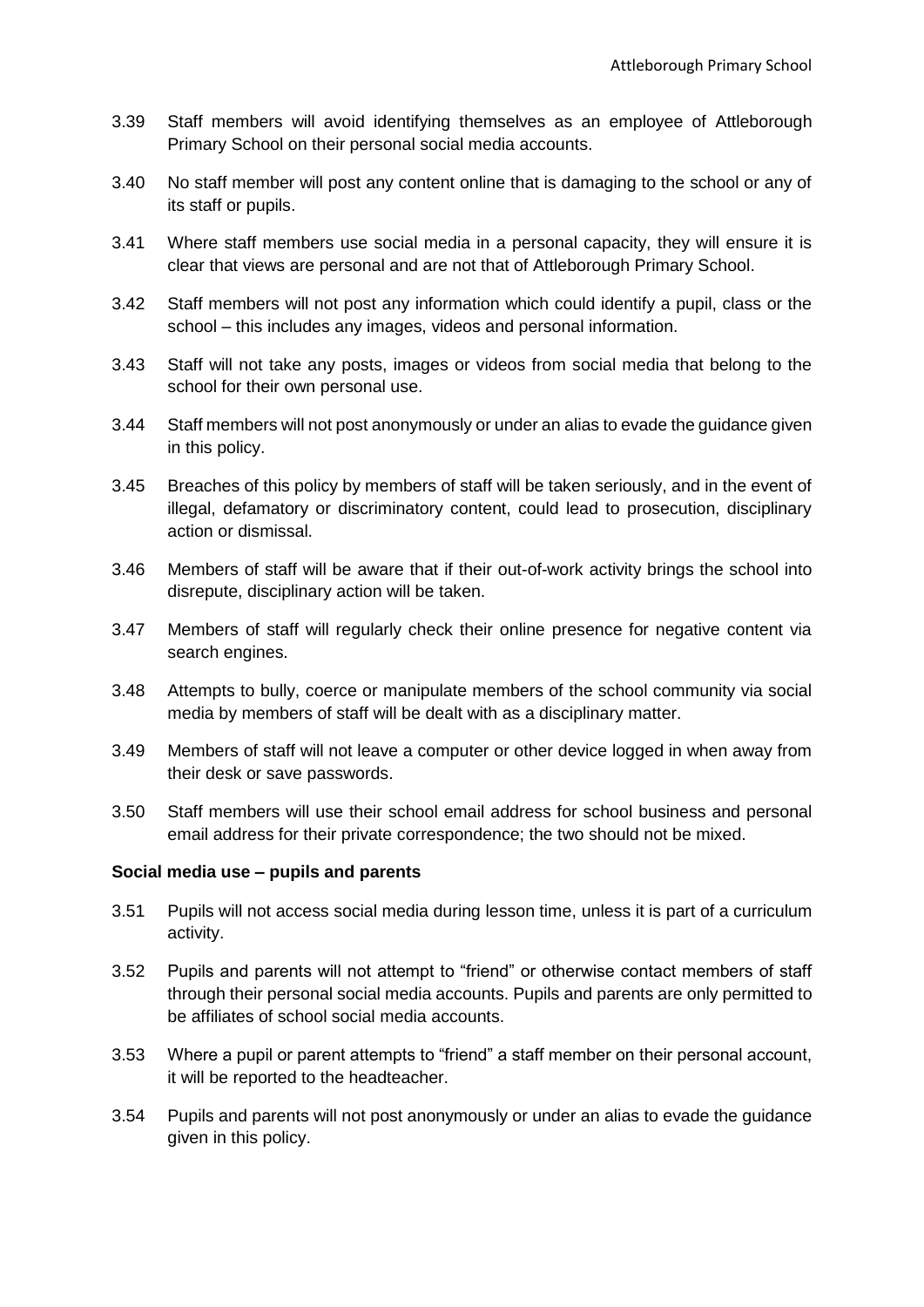3.39 Staff members will avoid identifying themselves as an employee of Attleborough Primary School on their personal social media accounts.

3.40 No staff member will post any content online that is damaging to the school or any of its staff or pupils.

3.41 Where staff members use social media in a personal capacity, they will ensure it is clear that views are personal and are not that of Attleborough Primary School.

3.42 Staff members will not post any information which could identify a pupil, class or the school – this includes any images, videos and personal information.

3.43 Staff will not take any posts, images or videos from social media that belong to the school for their own personal use.

3.44 Staff members will not post anonymously or under an alias to evade the guidance given in this policy.

3.45 Breaches of this policy by members of staff will be taken seriously, and in the event of illegal, defamatory or discriminatory content, could lead to prosecution, disciplinary action or dismissal.

3.46 Members of staff will be aware that if their out-of-work activity brings the school into disrepute, disciplinary action will be taken.

3.47 Members of staff will regularly check their online presence for negative content via search engines.

3.48 Attempts to bully, coerce or manipulate members of the school community via social media by members of staff will be dealt with as a disciplinary matter.

3.49 Members of staff will not leave a computer or other device logged in when away from their desk or save passwords.

3.50 Staff members will use their school email address for school business and personal email address for their private correspondence; the two should not be mixed.

**Social media use – pupils and parents**

3.51 Pupils will not access social media during lesson time, unless it is part of a curriculum activity.

3.52 Pupils and parents will not attempt to "friend" or otherwise contact members of staff through their personal social media accounts. Pupils and parents are only permitted to be affiliates of school social media accounts.

3.53 Where a pupil or parent attempts to "friend" a staff member on their personal account, it will be reported to the headteacher.

3.54 Pupils and parents will not post anonymously or under an alias to evade the guidance given in this policy.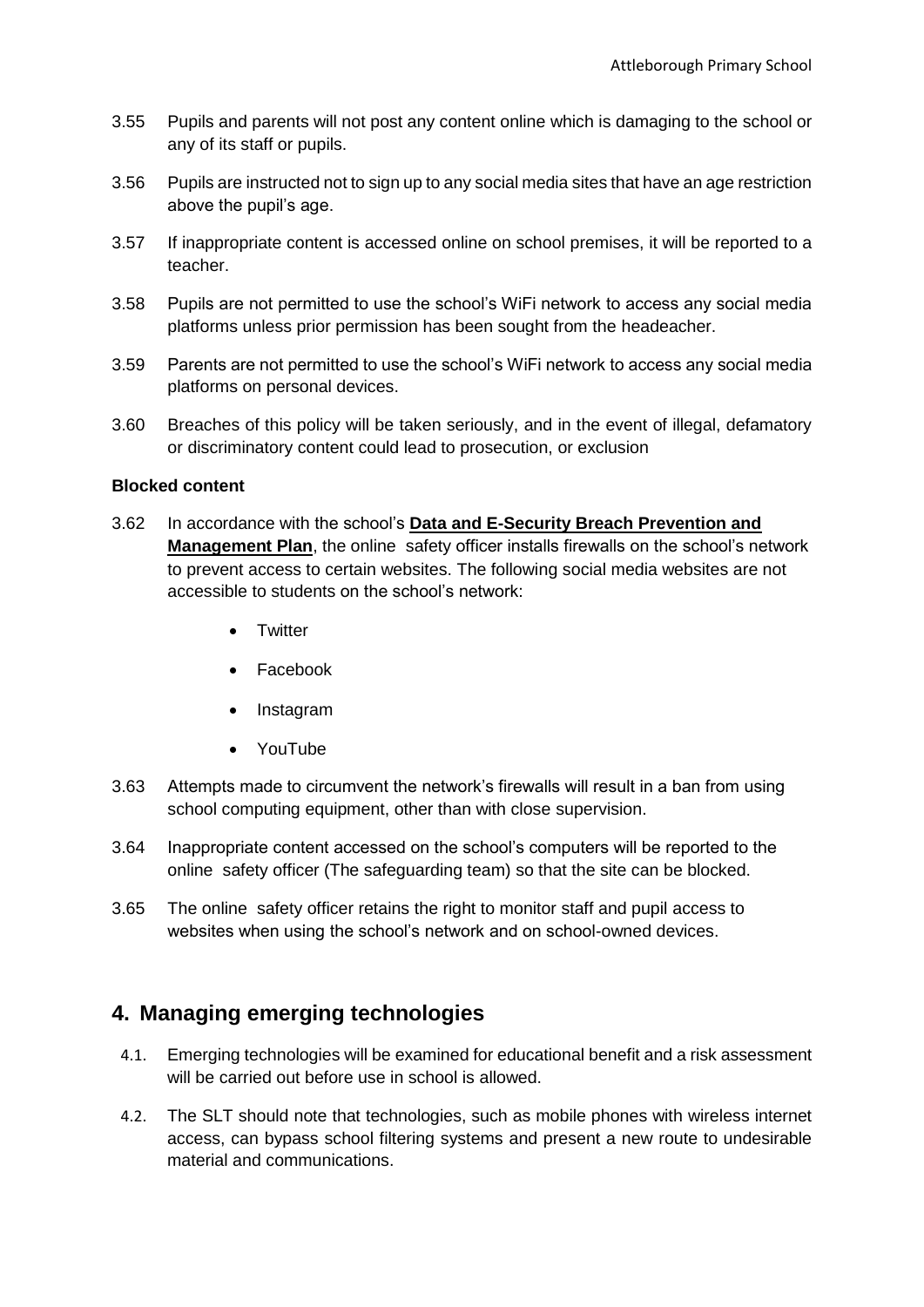3.55 Pupils and parents will not post any content online which is damaging to the school or any of its staff or pupils.

3.56 Pupils are instructed not to sign up to any social media sites that have an age restriction above the pupil's age.

3.57 If inappropriate content is accessed online on school premises, it will be reported to a teacher.

3.58 Pupils are not permitted to use the school's WiFi network to access any social media platforms unless prior permission has been sought from the headeacher.

3.59 Parents are not permitted to use the school's WiFi network to access any social media platforms on personal devices.

3.60 Breaches of this policy will be taken seriously, and in the event of illegal, defamatory or discriminatory content could lead to prosecution, or exclusion

**Blocked content**

3.62 In accordance with the school's **Data and E-Security Breach Prevention and Management Plan**, the online safety officer installs firewalls on the school's network to prevent access to certain websites. The following social media websites are not accessible to students on the school's network:

- Twitter
- Facebook
- Instagram
- YouTube

3.63 Attempts made to circumvent the network's firewalls will result in a ban from using school computing equipment, other than with close supervision.

3.64 Inappropriate content accessed on the school's computers will be reported to the online safety officer (The safeguarding team) so that the site can be blocked.

3.65 The online safety officer retains the right to monitor staff and pupil access to websites when using the school's network and on school-owned devices.

## 4. Managing emerging technologies

4.1. Emerging technologies will be examined for educational benefit and a risk assessment will be carried out before use in school is allowed.

4.2. The SLT should note that technologies, such as mobile phones with wireless internet access, can bypass school filtering systems and present a new route to undesirable material and communications.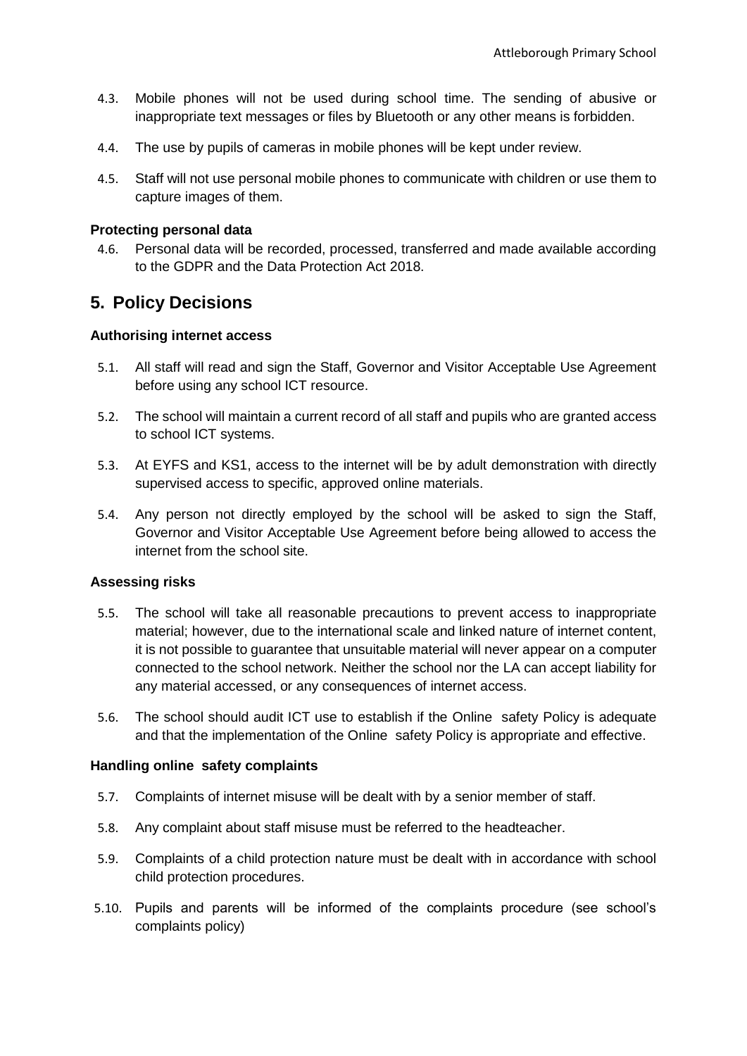4.3. Mobile phones will not be used during school time. The sending of abusive or inappropriate text messages or files by Bluetooth or any other means is forbidden.

4.4. The use by pupils of cameras in mobile phones will be kept under review.

4.5. Staff will not use personal mobile phones to communicate with children or use them to capture images of them.

**Protecting personal data**

4.6. Personal data will be recorded, processed, transferred and made available according to the GDPR and the Data Protection Act 2018.

## 5. Policy Decisions

**Authorising internet access**

5.1. All staff will read and sign the Staff, Governor and Visitor Acceptable Use Agreement before using any school ICT resource.

5.2. The school will maintain a current record of all staff and pupils who are granted access to school ICT systems.

5.3. At EYFS and KS1, access to the internet will be by adult demonstration with directly supervised access to specific, approved online materials.

5.4. Any person not directly employed by the school will be asked to sign the Staff, Governor and Visitor Acceptable Use Agreement before being allowed to access the internet from the school site.

**Assessing risks**

5.5. The school will take all reasonable precautions to prevent access to inappropriate material; however, due to the international scale and linked nature of internet content, it is not possible to guarantee that unsuitable material will never appear on a computer connected to the school network. Neither the school nor the LA can accept liability for any material accessed, or any consequences of internet access.

5.6. The school should audit ICT use to establish if the Online safety Policy is adequate and that the implementation of the Online safety Policy is appropriate and effective.

**Handling online safety complaints**

5.7. Complaints of internet misuse will be dealt with by a senior member of staff.

5.8. Any complaint about staff misuse must be referred to the headteacher.

5.9. Complaints of a child protection nature must be dealt with in accordance with school child protection procedures.

5.10. Pupils and parents will be informed of the complaints procedure (see school's complaints policy)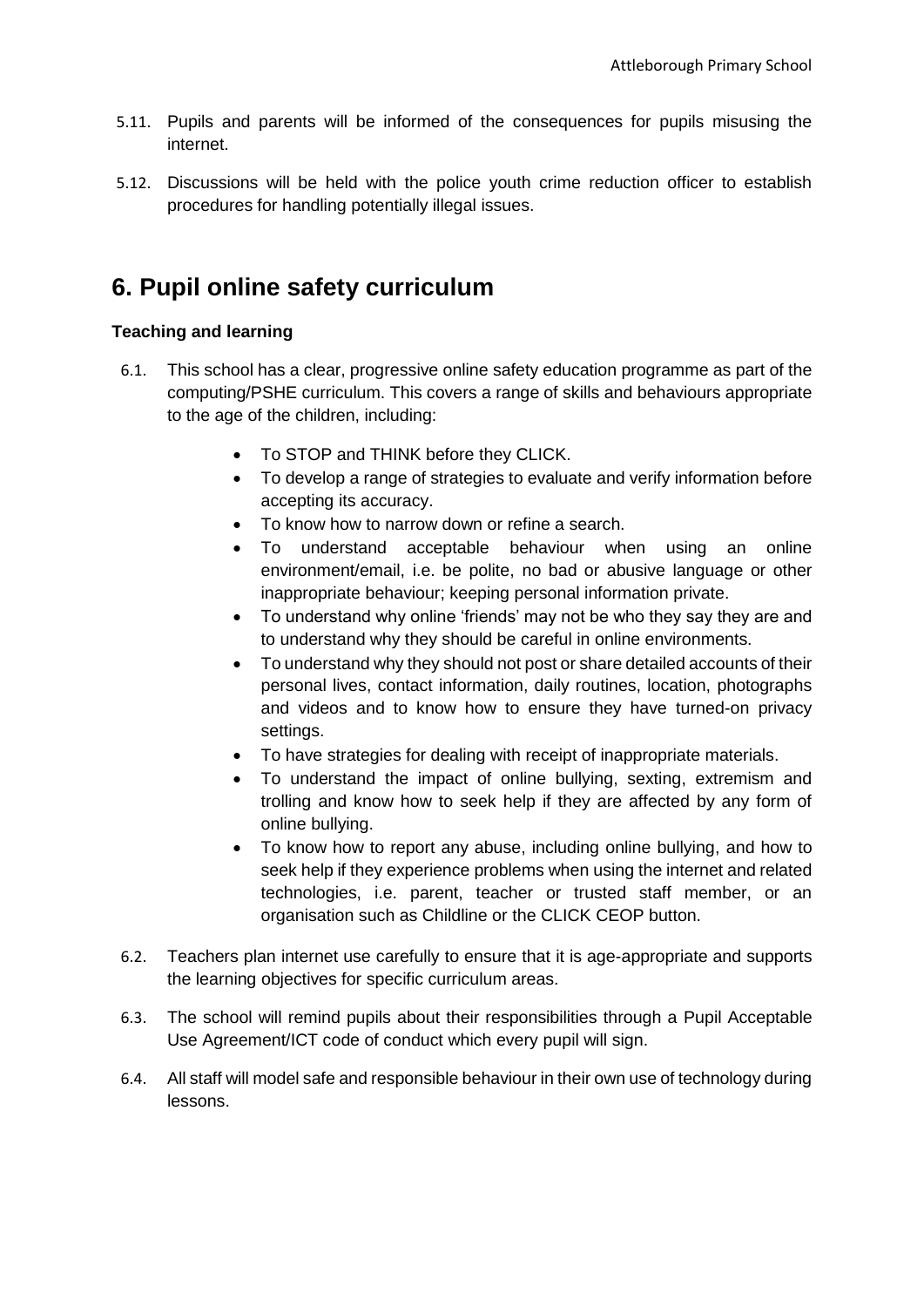5.11. Pupils and parents will be informed of the consequences for pupils misusing the internet.

5.12. Discussions will be held with the police youth crime reduction officer to establish procedures for handling potentially illegal issues.

## 6. Pupil online safety curriculum

### Teaching and learning

6.1. This school has a clear, progressive online safety education programme as part of the computing/PSHE curriculum. This covers a range of skills and behaviours appropriate to the age of the children, including:

- To STOP and THINK before they CLICK.
- To develop a range of strategies to evaluate and verify information before accepting its accuracy.
- To know how to narrow down or refine a search.
- To understand acceptable behaviour when using an online environment/email, i.e. be polite, no bad or abusive language or other inappropriate behaviour; keeping personal information private.
- To understand why online 'friends' may not be who they say they are and to understand why they should be careful in online environments.
- To understand why they should not post or share detailed accounts of their personal lives, contact information, daily routines, location, photographs and videos and to know how to ensure they have turned-on privacy settings.
- To have strategies for dealing with receipt of inappropriate materials.
- To understand the impact of online bullying, sexting, extremism and trolling and know how to seek help if they are affected by any form of online bullying.
- To know how to report any abuse, including online bullying, and how to seek help if they experience problems when using the internet and related technologies, i.e. parent, teacher or trusted staff member, or an organisation such as Childline or the CLICK CEOP button.

6.2. Teachers plan internet use carefully to ensure that it is age-appropriate and supports the learning objectives for specific curriculum areas.

6.3. The school will remind pupils about their responsibilities through a Pupil Acceptable Use Agreement/ICT code of conduct which every pupil will sign.

6.4. All staff will model safe and responsible behaviour in their own use of technology during lessons.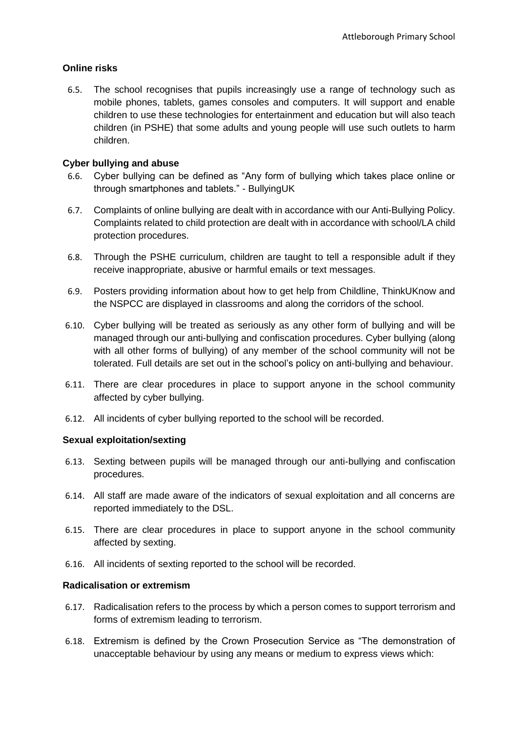**Online risks**

6.5. The school recognises that pupils increasingly use a range of technology such as mobile phones, tablets, games consoles and computers. It will support and enable children to use these technologies for entertainment and education but will also teach children (in PSHE) that some adults and young people will use such outlets to harm children.

**Cyber bullying and abuse**

6.6. Cyber bullying can be defined as "Any form of bullying which takes place online or through smartphones and tablets." - BullyingUK

6.7. Complaints of online bullying are dealt with in accordance with our Anti-Bullying Policy. Complaints related to child protection are dealt with in accordance with school/LA child protection procedures.

6.8. Through the PSHE curriculum, children are taught to tell a responsible adult if they receive inappropriate, abusive or harmful emails or text messages.

6.9. Posters providing information about how to get help from Childline, ThinkUKnow and the NSPCC are displayed in classrooms and along the corridors of the school.

6.10. Cyber bullying will be treated as seriously as any other form of bullying and will be managed through our anti-bullying and confiscation procedures. Cyber bullying (along with all other forms of bullying) of any member of the school community will not be tolerated. Full details are set out in the school's policy on anti-bullying and behaviour.

6.11. There are clear procedures in place to support anyone in the school community affected by cyber bullying.

6.12. All incidents of cyber bullying reported to the school will be recorded.

**Sexual exploitation/sexting**

6.13. Sexting between pupils will be managed through our anti-bullying and confiscation procedures.

6.14. All staff are made aware of the indicators of sexual exploitation and all concerns are reported immediately to the DSL.

6.15. There are clear procedures in place to support anyone in the school community affected by sexting.

6.16. All incidents of sexting reported to the school will be recorded.

**Radicalisation or extremism**

6.17. Radicalisation refers to the process by which a person comes to support terrorism and forms of extremism leading to terrorism.

6.18. Extremism is defined by the Crown Prosecution Service as "The demonstration of unacceptable behaviour by using any means or medium to express views which: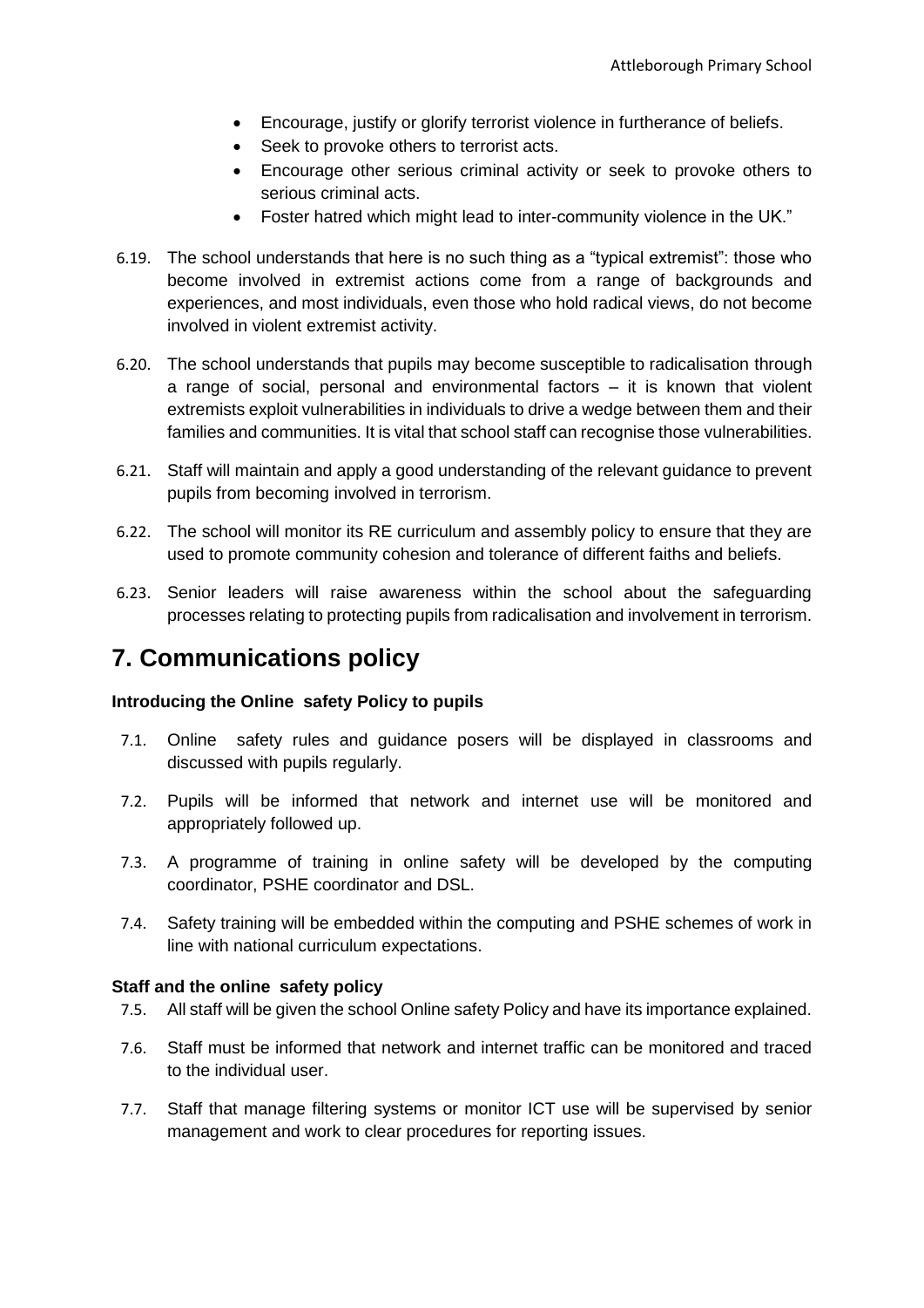- Encourage, justify or glorify terrorist violence in furtherance of beliefs.
- Seek to provoke others to terrorist acts.
- Encourage other serious criminal activity or seek to provoke others to serious criminal acts.
- Foster hatred which might lead to inter-community violence in the UK."

6.19. The school understands that here is no such thing as a "typical extremist": those who become involved in extremist actions come from a range of backgrounds and experiences, and most individuals, even those who hold radical views, do not become involved in violent extremist activity.

6.20. The school understands that pupils may become susceptible to radicalisation through a range of social, personal and environmental factors – it is known that violent extremists exploit vulnerabilities in individuals to drive a wedge between them and their families and communities. It is vital that school staff can recognise those vulnerabilities.

6.21. Staff will maintain and apply a good understanding of the relevant guidance to prevent pupils from becoming involved in terrorism.

6.22. The school will monitor its RE curriculum and assembly policy to ensure that they are used to promote community cohesion and tolerance of different faiths and beliefs.

6.23. Senior leaders will raise awareness within the school about the safeguarding processes relating to protecting pupils from radicalisation and involvement in terrorism.

# 7. Communications policy

**Introducing the Online safety Policy to pupils**

7.1. Online safety rules and guidance posers will be displayed in classrooms and discussed with pupils regularly.

7.2. Pupils will be informed that network and internet use will be monitored and appropriately followed up.

7.3. A programme of training in online safety will be developed by the computing coordinator, PSHE coordinator and DSL.

7.4. Safety training will be embedded within the computing and PSHE schemes of work in line with national curriculum expectations.

**Staff and the online safety policy**

7.5. All staff will be given the school Online safety Policy and have its importance explained.

7.6. Staff must be informed that network and internet traffic can be monitored and traced to the individual user.

7.7. Staff that manage filtering systems or monitor ICT use will be supervised by senior management and work to clear procedures for reporting issues.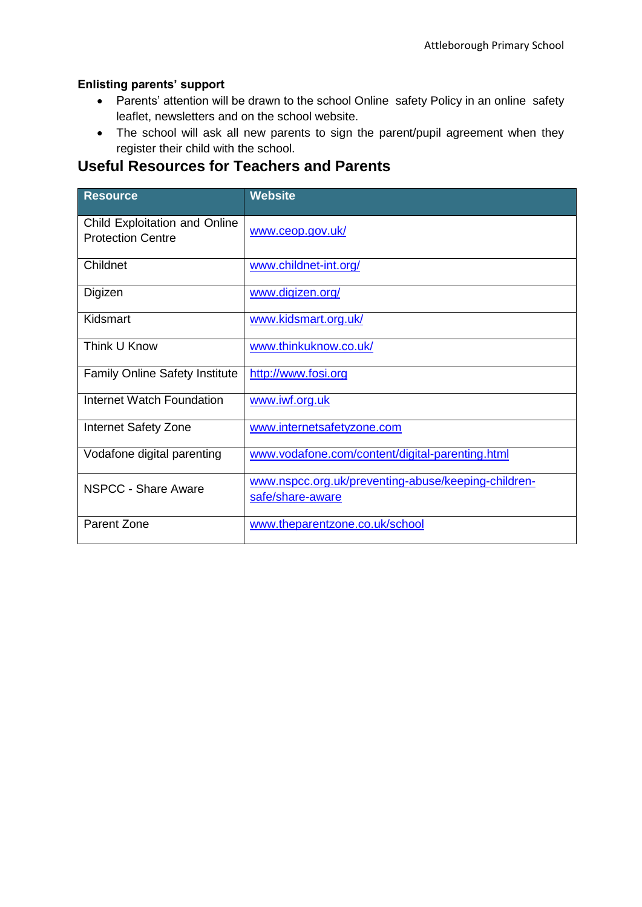**Enlisting parents' support**

- Parents' attention will be drawn to the school Online safety Policy in an online safety leaflet, newsletters and on the school website.
- The school will ask all new parents to sign the parent/pupil agreement when they register their child with the school.

## Useful Resources for Teachers and Parents

| Resource | Website |
|---|---|
| Child Exploitation and Online Protection Centre | www.ceop.gov.uk/ |
| Childnet | www.childnet-int.org/ |
| Digizen | www.digizen.org/ |
| Kidsmart | www.kidsmart.org.uk/ |
| Think U Know | www.thinkuknow.co.uk/ |
| Family Online Safety Institute | http://www.fosi.org |
| Internet Watch Foundation | www.iwf.org.uk |
| Internet Safety Zone | www.internetsafetyzone.com |
| Vodafone digital parenting | www.vodafone.com/content/digital-parenting.html |
| NSPCC - Share Aware | www.nspcc.org.uk/preventing-abuse/keeping-children-safe/share-aware |
| Parent Zone | www.theparentzone.co.uk/school |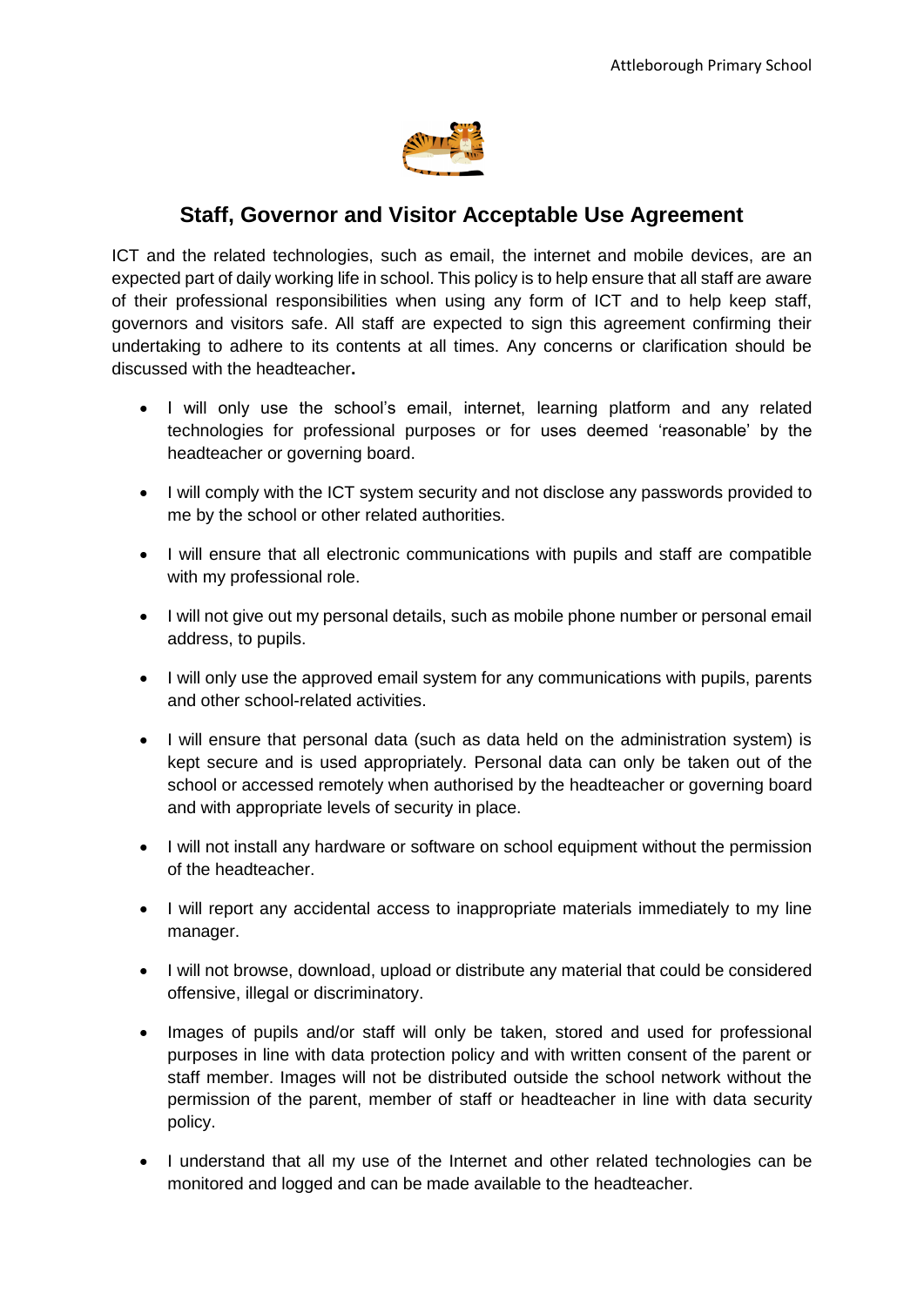## Staff, Governor and Visitor Acceptable Use Agreement

ICT and the related technologies, such as email, the internet and mobile devices, are an expected part of daily working life in school. This policy is to help ensure that all staff are aware of their professional responsibilities when using any form of ICT and to help keep staff, governors and visitors safe. All staff are expected to sign this agreement confirming their undertaking to adhere to its contents at all times. Any concerns or clarification should be discussed with the headteacher**.**

- I will only use the school's email, internet, learning platform and any related technologies for professional purposes or for uses deemed 'reasonable' by the headteacher or governing board.
- I will comply with the ICT system security and not disclose any passwords provided to me by the school or other related authorities.
- I will ensure that all electronic communications with pupils and staff are compatible with my professional role.
- I will not give out my personal details, such as mobile phone number or personal email address, to pupils.
- I will only use the approved email system for any communications with pupils, parents and other school-related activities.
- I will ensure that personal data (such as data held on the administration system) is kept secure and is used appropriately. Personal data can only be taken out of the school or accessed remotely when authorised by the headteacher or governing board and with appropriate levels of security in place.
- I will not install any hardware or software on school equipment without the permission of the headteacher.
- I will report any accidental access to inappropriate materials immediately to my line manager.
- I will not browse, download, upload or distribute any material that could be considered offensive, illegal or discriminatory.
- Images of pupils and/or staff will only be taken, stored and used for professional purposes in line with data protection policy and with written consent of the parent or staff member. Images will not be distributed outside the school network without the permission of the parent, member of staff or headteacher in line with data security policy.
- I understand that all my use of the Internet and other related technologies can be monitored and logged and can be made available to the headteacher.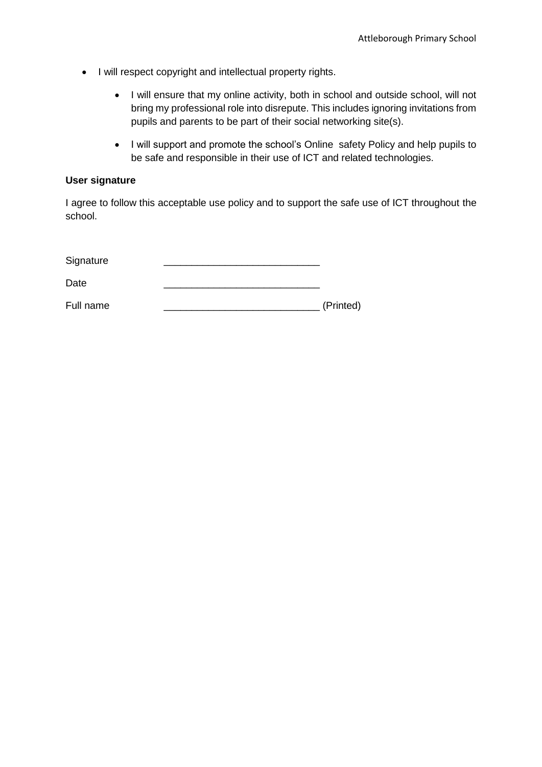- I will respect copyright and intellectual property rights.

    - I will ensure that my online activity, both in school and outside school, will not bring my professional role into disrepute. This includes ignoring invitations from pupils and parents to be part of their social networking site(s).

    - I will support and promote the school's Online safety Policy and help pupils to be safe and responsible in their use of ICT and related technologies.

**User signature**

I agree to follow this acceptable use policy and to support the safe use of ICT throughout the school.

Signature ____________________________

Date ____________________________

Full name ____________________________ (Printed)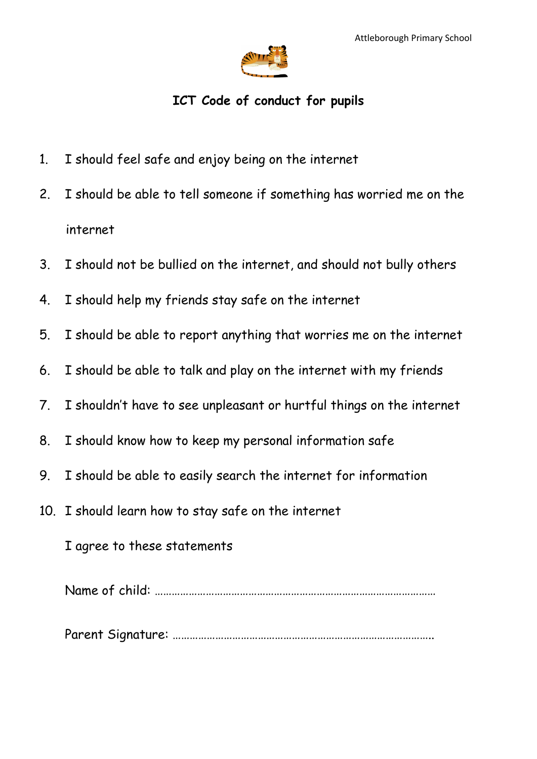## ICT Code of conduct for pupils

1. I should feel safe and enjoy being on the internet
2. I should be able to tell someone if something has worried me on the internet
3. I should not be bullied on the internet, and should not bully others
4. I should help my friends stay safe on the internet
5. I should be able to report anything that worries me on the internet
6. I should be able to talk and play on the internet with my friends
7. I shouldn't have to see unpleasant or hurtful things on the internet
8. I should know how to keep my personal information safe
9. I should be able to easily search the internet for information
10. I should learn how to stay safe on the internet

I agree to these statements

Name of child: ………………………………………………………………………………………

Parent Signature: ……………………………………………………………………………….